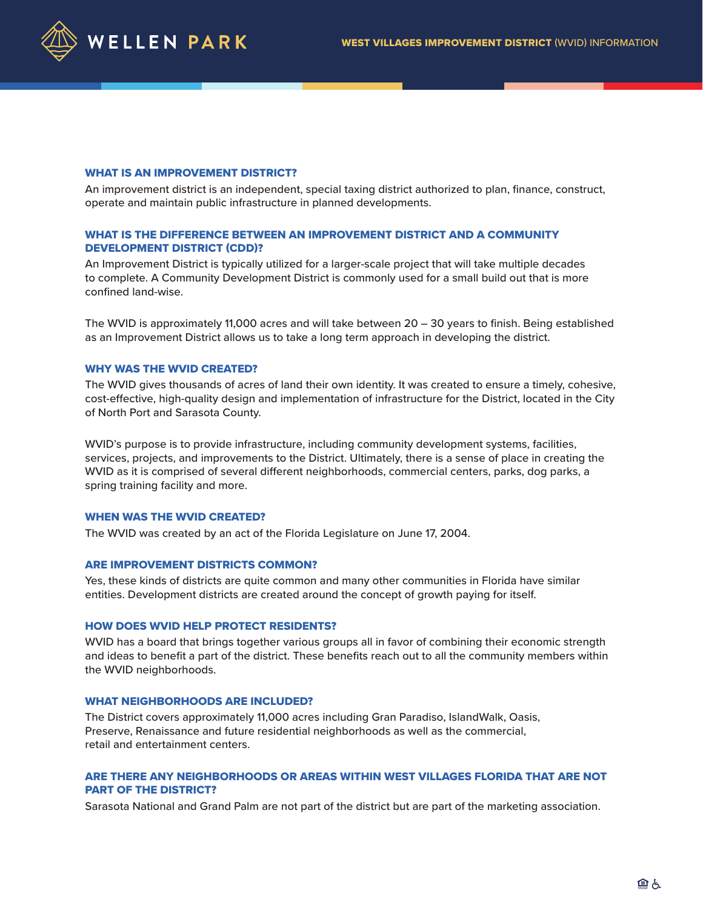WELLEN PARK

**WEST VILLAGES IMPROVEMENT DISTRICT** (WVID) INFORMATION

## WHAT IS AN IMPROVEMENT DISTRICT?

An improvement district is an independent, special taxing district authorized to plan, finance, construct, operate and maintain public infrastructure in planned developments.

## WHAT IS THE DIFFERENCE BETWEEN AN IMPROVEMENT DISTRICT AND A COMMUNITY DEVELOPMENT DISTRICT (CDD)?

An Improvement District is typically utilized for a larger-scale project that will take multiple decades to complete. A Community Development District is commonly used for a small build out that is more confined land-wise.

The WVID is approximately 11,000 acres and will take between 20 – 30 years to finish. Being established as an Improvement District allows us to take a long term approach in developing the district.

## WHY WAS THE WVID CREATED?

The WVID gives thousands of acres of land their own identity. It was created to ensure a timely, cohesive, cost-effective, high-quality design and implementation of infrastructure for the District, located in the City of North Port and Sarasota County.

WVID's purpose is to provide infrastructure, including community development systems, facilities, services, projects, and improvements to the District. Ultimately, there is a sense of place in creating the WVID as it is comprised of several different neighborhoods, commercial centers, parks, dog parks, a spring training facility and more.

## WHEN WAS THE WVID CREATED?

The WVID was created by an act of the Florida Legislature on June 17, 2004.

## ARE IMPROVEMENT DISTRICTS COMMON?

Yes, these kinds of districts are quite common and many other communities in Florida have similar entities. Development districts are created around the concept of growth paying for itself.

## HOW DOES WVID HELP PROTECT RESIDENTS?

WVID has a board that brings together various groups all in favor of combining their economic strength and ideas to benefit a part of the district. These benefits reach out to all the community members within the WVID neighborhoods.

## WHAT NEIGHBORHOODS ARE INCLUDED?

The District covers approximately 11,000 acres including Gran Paradiso, IslandWalk, Oasis, Preserve, Renaissance and future residential neighborhoods as well as the commercial, retail and entertainment centers.

## ARE THERE ANY NEIGHBORHOODS OR AREAS WITHIN WEST VILLAGES FLORIDA THAT ARE NOT PART OF THE DISTRICT?

Sarasota National and Grand Palm are not part of the district but are part of the marketing association.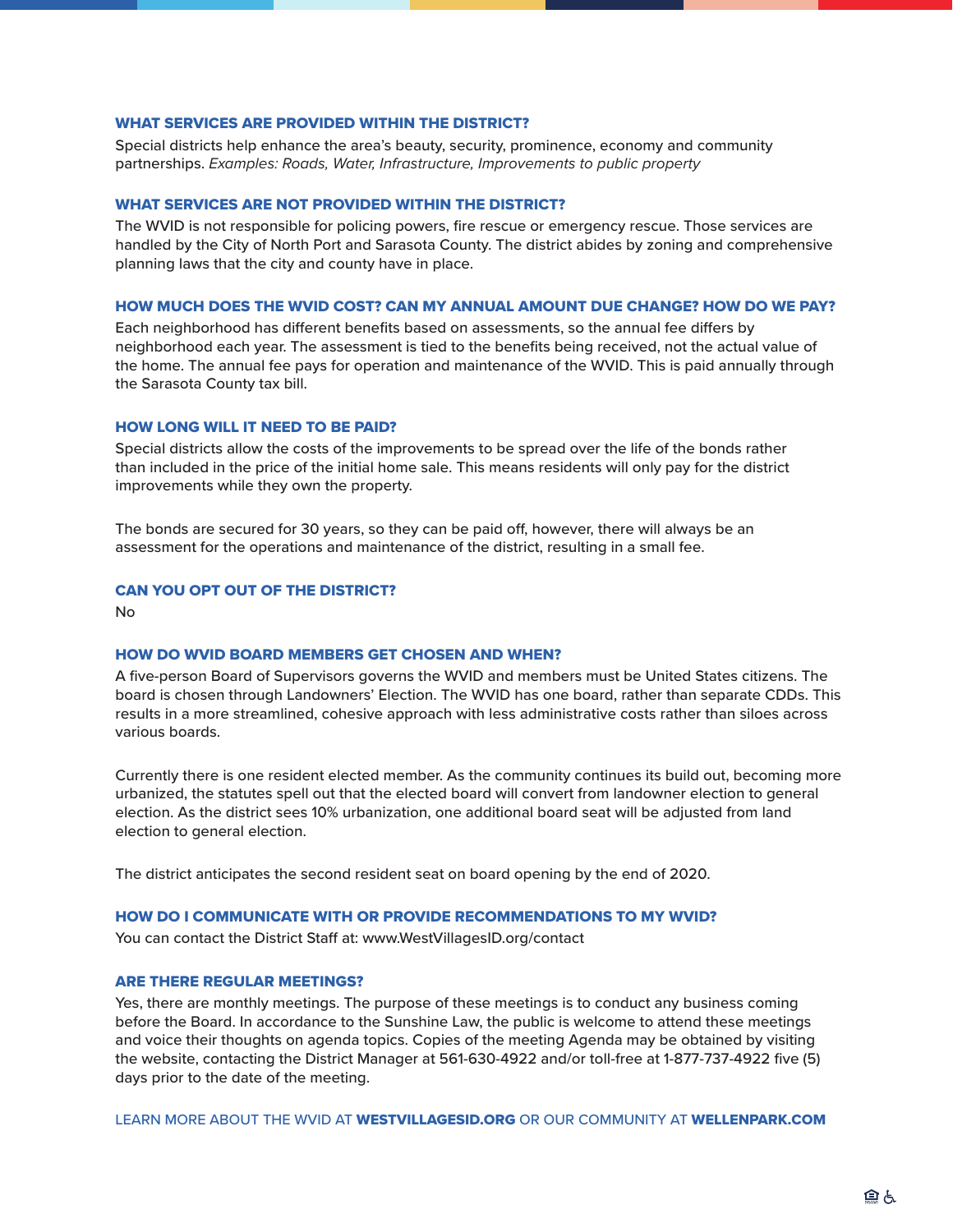### WHAT SERVICES ARE PROVIDED WITHIN THE DISTRICT?

Special districts help enhance the area's beauty, security, prominence, economy and community partnerships. *Examples: Roads, Water, Infrastructure, Improvements to public property*

### WHAT SERVICES ARE NOT PROVIDED WITHIN THE DISTRICT?

The WVID is not responsible for policing powers, fire rescue or emergency rescue. Those services are handled by the City of North Port and Sarasota County. The district abides by zoning and comprehensive planning laws that the city and county have in place.

### HOW MUCH DOES THE WVID COST? CAN MY ANNUAL AMOUNT DUE CHANGE? HOW DO WE PAY?

Each neighborhood has different benefits based on assessments, so the annual fee differs by neighborhood each year. The assessment is tied to the benefits being received, not the actual value of the home. The annual fee pays for operation and maintenance of the WVID. This is paid annually through the Sarasota County tax bill.

### HOW LONG WILL IT NEED TO BE PAID?

Special districts allow the costs of the improvements to be spread over the life of the bonds rather than included in the price of the initial home sale. This means residents will only pay for the district improvements while they own the property.

The bonds are secured for 30 years, so they can be paid off, however, there will always be an assessment for the operations and maintenance of the district, resulting in a small fee.

### CAN YOU OPT OUT OF THE DISTRICT?

No

### HOW DO WVID BOARD MEMBERS GET CHOSEN AND WHEN?

A five-person Board of Supervisors governs the WVID and members must be United States citizens. The board is chosen through Landowners' Election. The WVID has one board, rather than separate CDDs. This results in a more streamlined, cohesive approach with less administrative costs rather than siloes across various boards.

Currently there is one resident elected member. As the community continues its build out, becoming more urbanized, the statutes spell out that the elected board will convert from landowner election to general election. As the district sees 10% urbanization, one additional board seat will be adjusted from land election to general election.

The district anticipates the second resident seat on board opening by the end of 2020.

### HOW DO I COMMUNICATE WITH OR PROVIDE RECOMMENDATIONS TO MY WVID?

You can contact the District Staff at: www.WestVillagesID.org/contact

### ARE THERE REGULAR MEETINGS?

Yes, there are monthly meetings. The purpose of these meetings is to conduct any business coming before the Board. In accordance to the Sunshine Law, the public is welcome to attend these meetings and voice their thoughts on agenda topics. Copies of the meeting Agenda may be obtained by visiting the website, contacting the District Manager at 561-630-4922 and/or toll-free at 1-877-737-4922 five (5) days prior to the date of the meeting.

LEARN MORE ABOUT THE WVID AT **WESTVILLAGESID.ORG** OR OUR COMMUNITY AT **WELLENPARK.COM**